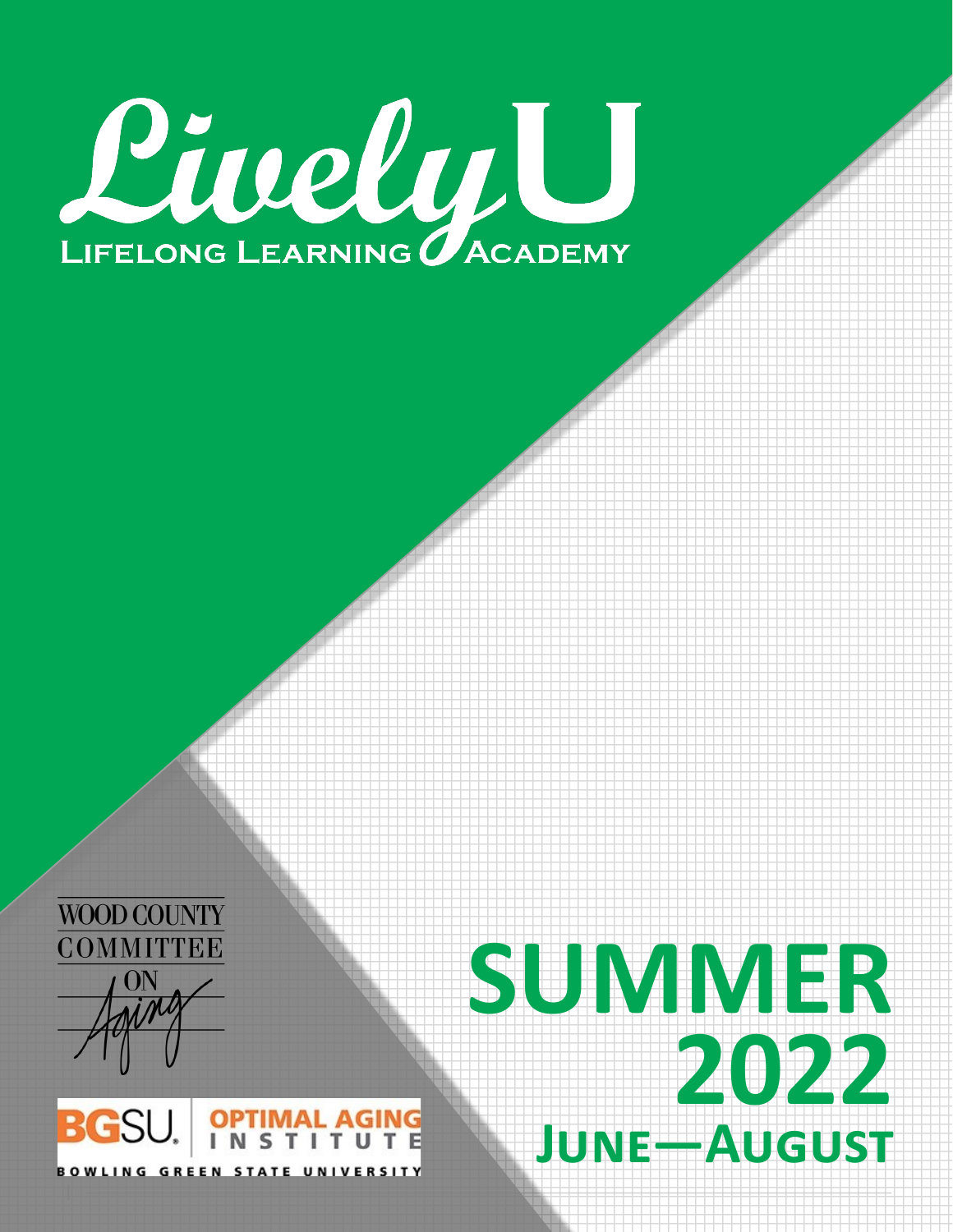# LivelyU

LIFELONG LEARNING ACADEMY

WOOD COUNTY COMMITTEE ON Aging

BGSU. OPTIMAL AGING INSTITUTE

BOWLING GREEN STATE UNIVERSITY

# SUMMER 2022

## JUNE—AUGUST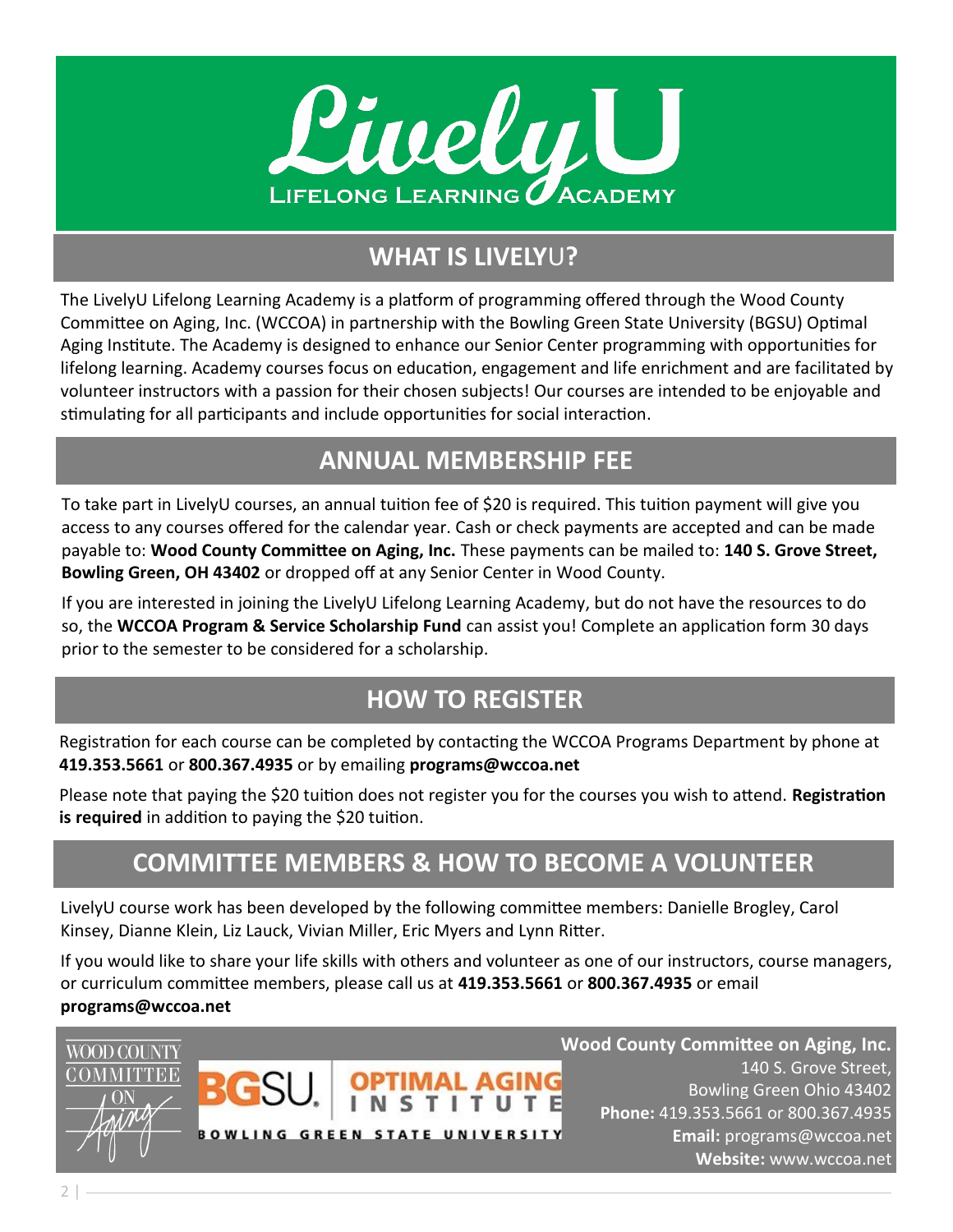# LivelyU

LIFELONG LEARNING ACADEMY

## WHAT IS LIVELYU?

The LivelyU Lifelong Learning Academy is a platform of programming offered through the Wood County Committee on Aging, Inc. (WCCOA) in partnership with the Bowling Green State University (BGSU) Optimal Aging Institute. The Academy is designed to enhance our Senior Center programming with opportunities for lifelong learning. Academy courses focus on education, engagement and life enrichment and are facilitated by volunteer instructors with a passion for their chosen subjects! Our courses are intended to be enjoyable and stimulating for all participants and include opportunities for social interaction.

## ANNUAL MEMBERSHIP FEE

To take part in LivelyU courses, an annual tuition fee of $20 is required. This tuition payment will give you access to any courses offered for the calendar year. Cash or check payments are accepted and can be made payable to: **Wood County Committee on Aging, Inc.** These payments can be mailed to: **140 S. Grove Street, Bowling Green, OH 43402** or dropped off at any Senior Center in Wood County.

If you are interested in joining the LivelyU Lifelong Learning Academy, but do not have the resources to do so, the **WCCOA Program & Service Scholarship Fund** can assist you! Complete an application form 30 days prior to the semester to be considered for a scholarship.

## HOW TO REGISTER

Registration for each course can be completed by contacting the WCCOA Programs Department by phone at **419.353.5661** or **800.367.4935** or by emailing **programs@wccoa.net**

Please note that paying the $20 tuition does not register you for the courses you wish to attend. **Registration is required** in addition to paying the $20 tuition.

## COMMITTEE MEMBERS & HOW TO BECOME A VOLUNTEER

LivelyU course work has been developed by the following committee members: Danielle Brogley, Carol Kinsey, Dianne Klein, Liz Lauck, Vivian Miller, Eric Myers and Lynn Ritter.

If you would like to share your life skills with others and volunteer as one of our instructors, course managers, or curriculum committee members, please call us at **419.353.5661** or **800.367.4935** or email **programs@wccoa.net**

WOOD COUNTY COMMITTEE ON Aging

BGSU. OPTIMAL AGING INSTITUTE
BOWLING GREEN STATE UNIVERSITY

**Wood County Committee on Aging, Inc.**
140 S. Grove Street,
Bowling Green Ohio 43402
**Phone:** 419.353.5661 or 800.367.4935
**Email:** programs@wccoa.net
**Website:** www.wccoa.net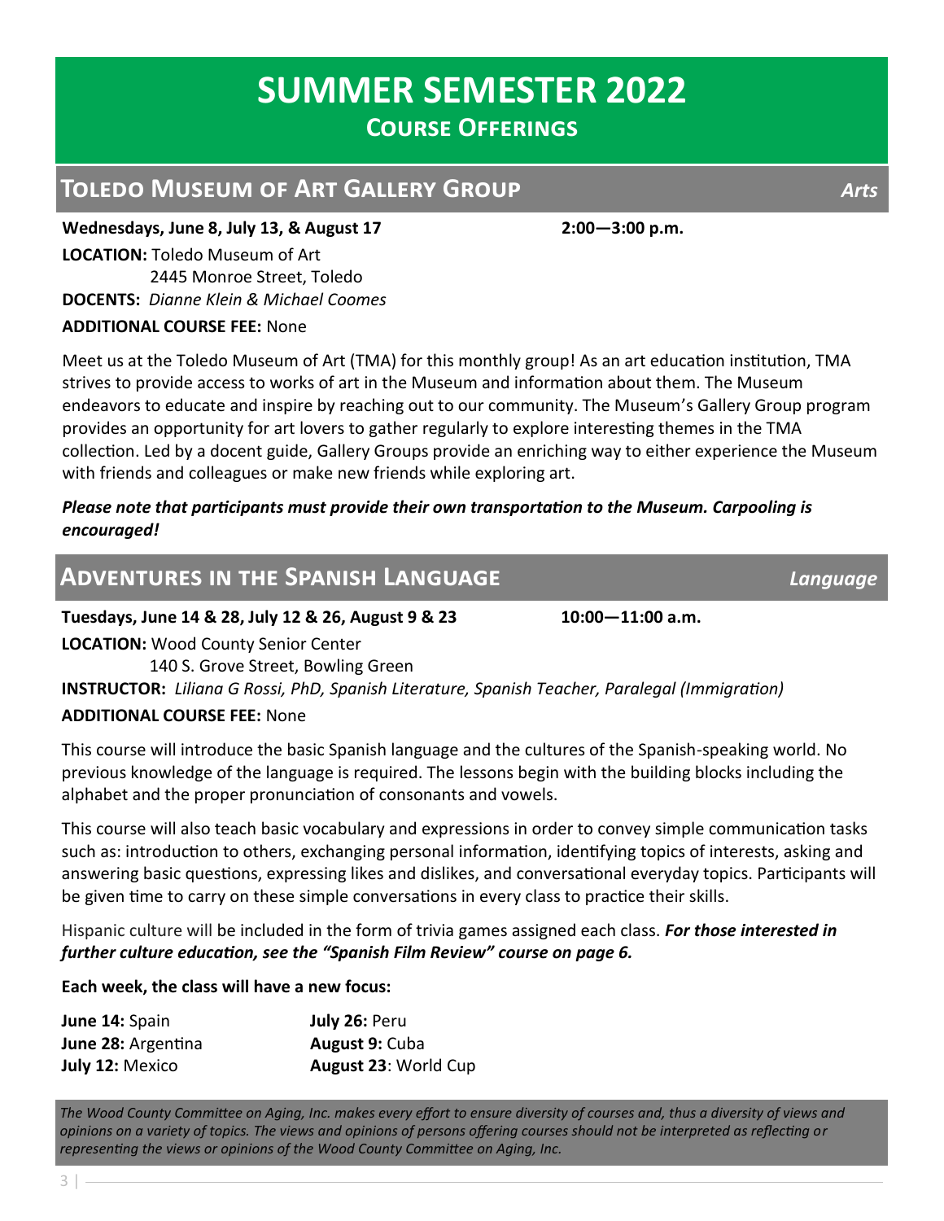# SUMMER SEMESTER 2022

## Course Offerings

## Toledo Museum of Art Gallery Group *Arts*

**Wednesdays, June 8, July 13, & August 17** **2:00—3:00 p.m.**

**LOCATION:** Toledo Museum of Art
2445 Monroe Street, Toledo

**DOCENTS:** *Dianne Klein & Michael Coomes*

**ADDITIONAL COURSE FEE:** None

Meet us at the Toledo Museum of Art (TMA) for this monthly group! As an art education institution, TMA strives to provide access to works of art in the Museum and information about them. The Museum endeavors to educate and inspire by reaching out to our community. The Museum's Gallery Group program provides an opportunity for art lovers to gather regularly to explore interesting themes in the TMA collection. Led by a docent guide, Gallery Groups provide an enriching way to either experience the Museum with friends and colleagues or make new friends while exploring art.

***Please note that participants must provide their own transportation to the Museum. Carpooling is encouraged!***

## Adventures in the Spanish Language *Language*

**Tuesdays, June 14 & 28, July 12 & 26, August 9 & 23** **10:00—11:00 a.m.**

**LOCATION:** Wood County Senior Center
140 S. Grove Street, Bowling Green

**INSTRUCTOR:** *Liliana G Rossi, PhD, Spanish Literature, Spanish Teacher, Paralegal (Immigration)*

**ADDITIONAL COURSE FEE:** None

This course will introduce the basic Spanish language and the cultures of the Spanish-speaking world. No previous knowledge of the language is required. The lessons begin with the building blocks including the alphabet and the proper pronunciation of consonants and vowels.

This course will also teach basic vocabulary and expressions in order to convey simple communication tasks such as: introduction to others, exchanging personal information, identifying topics of interests, asking and answering basic questions, expressing likes and dislikes, and conversational everyday topics. Participants will be given time to carry on these simple conversations in every class to practice their skills.

Hispanic culture will be included in the form of trivia games assigned each class. ***For those interested in further culture education, see the "Spanish Film Review" course on page 6.***

**Each week, the class will have a new focus:**

- **June 14:** Spain
- **June 28:** Argentina
- **July 12:** Mexico
- **July 26:** Peru
- **August 9:** Cuba
- **August 23**: World Cup

*The Wood County Committee on Aging, Inc. makes every effort to ensure diversity of courses and, thus a diversity of views and opinions on a variety of topics. The views and opinions of persons offering courses should not be interpreted as reflecting or representing the views or opinions of the Wood County Committee on Aging, Inc.*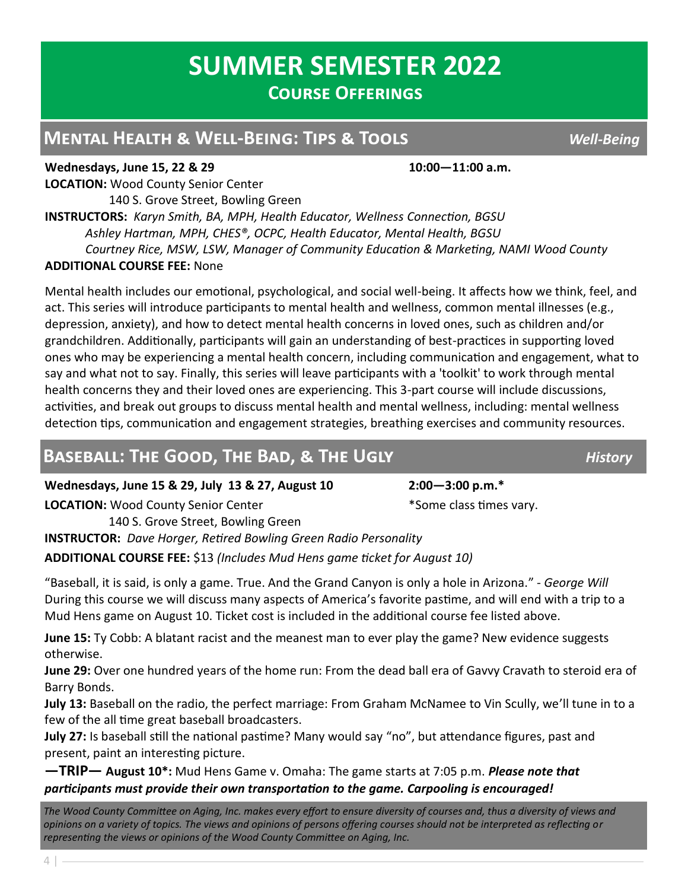# SUMMER SEMESTER 2022

## Course Offerings

## Mental Health & Well-Being: Tips & Tools *Well-Being*

**Wednesdays, June 15, 22 & 29** **10:00—11:00 a.m.**

**LOCATION:** Wood County Senior Center
140 S. Grove Street, Bowling Green

**INSTRUCTORS:** *Karyn Smith, BA, MPH, Health Educator, Wellness Connection, BGSU*
*Ashley Hartman, MPH, CHES®, OCPC, Health Educator, Mental Health, BGSU*
*Courtney Rice, MSW, LSW, Manager of Community Education & Marketing, NAMI Wood County*

**ADDITIONAL COURSE FEE:** None

Mental health includes our emotional, psychological, and social well-being. It affects how we think, feel, and act. This series will introduce participants to mental health and wellness, common mental illnesses (e.g., depression, anxiety), and how to detect mental health concerns in loved ones, such as children and/or grandchildren. Additionally, participants will gain an understanding of best-practices in supporting loved ones who may be experiencing a mental health concern, including communication and engagement, what to say and what not to say. Finally, this series will leave participants with a 'toolkit' to work through mental health concerns they and their loved ones are experiencing. This 3-part course will include discussions, activities, and break out groups to discuss mental health and mental wellness, including: mental wellness detection tips, communication and engagement strategies, breathing exercises and community resources.

## Baseball: The Good, The Bad, & The Ugly *History*

**Wednesdays, June 15 & 29, July 13 & 27, August 10** **2:00—3:00 p.m.***

**LOCATION:** Wood County Senior Center *Some class times vary.
140 S. Grove Street, Bowling Green

**INSTRUCTOR:** *Dave Horger, Retired Bowling Green Radio Personality*

**ADDITIONAL COURSE FEE:** $13 *(Includes Mud Hens game ticket for August 10)*

"Baseball, it is said, is only a game. True. And the Grand Canyon is only a hole in Arizona." - *George Will*
During this course we will discuss many aspects of America's favorite pastime, and will end with a trip to a Mud Hens game on August 10. Ticket cost is included in the additional course fee listed above.

**June 15:** Ty Cobb: A blatant racist and the meanest man to ever play the game? New evidence suggests otherwise.

**June 29:** Over one hundred years of the home run: From the dead ball era of Gavvy Cravath to steroid era of Barry Bonds.

**July 13:** Baseball on the radio, the perfect marriage: From Graham McNamee to Vin Scully, we'll tune in to a few of the all time great baseball broadcasters.

**July 27:** Is baseball still the national pastime? Many would say "no", but attendance figures, past and present, paint an interesting picture.

**—TRIP— August 10*:** Mud Hens Game v. Omaha: The game starts at 7:05 p.m. ***Please note that participants must provide their own transportation to the game. Carpooling is encouraged!***

*The Wood County Committee on Aging, Inc. makes every effort to ensure diversity of courses and, thus a diversity of views and opinions on a variety of topics. The views and opinions of persons offering courses should not be interpreted as reflecting or representing the views or opinions of the Wood County Committee on Aging, Inc.*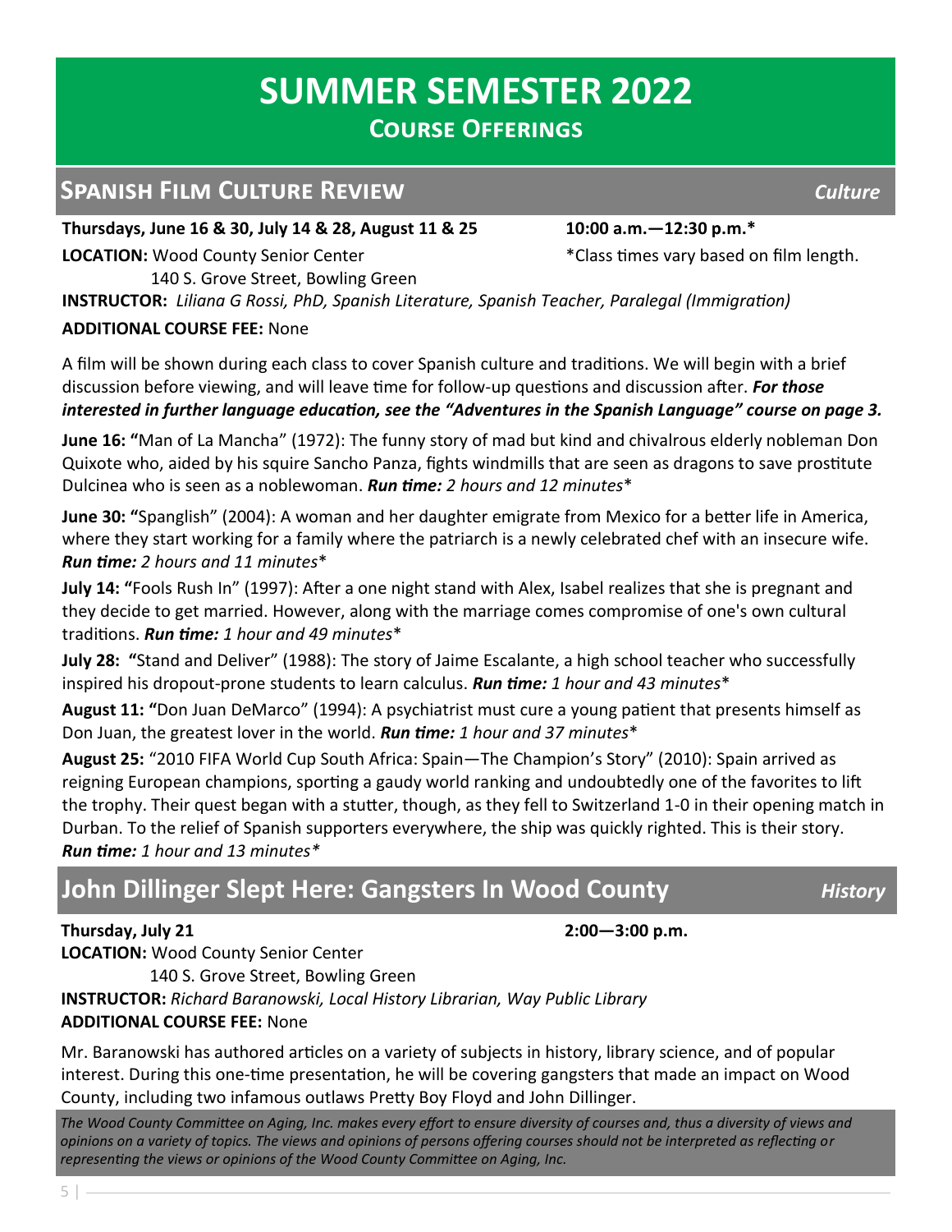# SUMMER SEMESTER 2022

## Course Offerings

## Spanish Film Culture Review *Culture*

**Thursdays, June 16 & 30, July 14 & 28, August 11 & 25** **10:00 a.m.—12:30 p.m.***

**LOCATION:** Wood County Senior Center
140 S. Grove Street, Bowling Green

*Class times vary based on film length.

**INSTRUCTOR:** *Liliana G Rossi, PhD, Spanish Literature, Spanish Teacher, Paralegal (Immigration)*

**ADDITIONAL COURSE FEE:** None

A film will be shown during each class to cover Spanish culture and traditions. We will begin with a brief discussion before viewing, and will leave time for follow-up questions and discussion after. ***For those interested in further language education, see the "Adventures in the Spanish Language" course on page 3.***

**June 16: "**Man of La Mancha" (1972): The funny story of mad but kind and chivalrous elderly nobleman Don Quixote who, aided by his squire Sancho Panza, fights windmills that are seen as dragons to save prostitute Dulcinea who is seen as a noblewoman. ***Run time:*** *2 hours and 12 minutes**

**June 30: "**Spanglish" (2004): A woman and her daughter emigrate from Mexico for a better life in America, where they start working for a family where the patriarch is a newly celebrated chef with an insecure wife. ***Run time:*** *2 hours and 11 minutes**

**July 14: "**Fools Rush In" (1997): After a one night stand with Alex, Isabel realizes that she is pregnant and they decide to get married. However, along with the marriage comes compromise of one's own cultural traditions. ***Run time:*** *1 hour and 49 minutes**

**July 28: "**Stand and Deliver" (1988): The story of Jaime Escalante, a high school teacher who successfully inspired his dropout-prone students to learn calculus. ***Run time:*** *1 hour and 43 minutes**

**August 11: "**Don Juan DeMarco" (1994): A psychiatrist must cure a young patient that presents himself as Don Juan, the greatest lover in the world. ***Run time:*** *1 hour and 37 minutes**

**August 25:** "2010 FIFA World Cup South Africa: Spain—The Champion's Story" (2010): Spain arrived as reigning European champions, sporting a gaudy world ranking and undoubtedly one of the favorites to lift the trophy. Their quest began with a stutter, though, as they fell to Switzerland 1-0 in their opening match in Durban. To the relief of Spanish supporters everywhere, the ship was quickly righted. This is their story. ***Run time:*** *1 hour and 13 minutes**

## John Dillinger Slept Here: Gangsters In Wood County *History*

**Thursday, July 21** **2:00—3:00 p.m.**

**LOCATION:** Wood County Senior Center
140 S. Grove Street, Bowling Green

**INSTRUCTOR:** *Richard Baranowski, Local History Librarian, Way Public Library*

**ADDITIONAL COURSE FEE:** None

Mr. Baranowski has authored articles on a variety of subjects in history, library science, and of popular interest. During this one-time presentation, he will be covering gangsters that made an impact on Wood County, including two infamous outlaws Pretty Boy Floyd and John Dillinger.

*The Wood County Committee on Aging, Inc. makes every effort to ensure diversity of courses and, thus a diversity of views and opinions on a variety of topics. The views and opinions of persons offering courses should not be interpreted as reflecting or representing the views or opinions of the Wood County Committee on Aging, Inc.*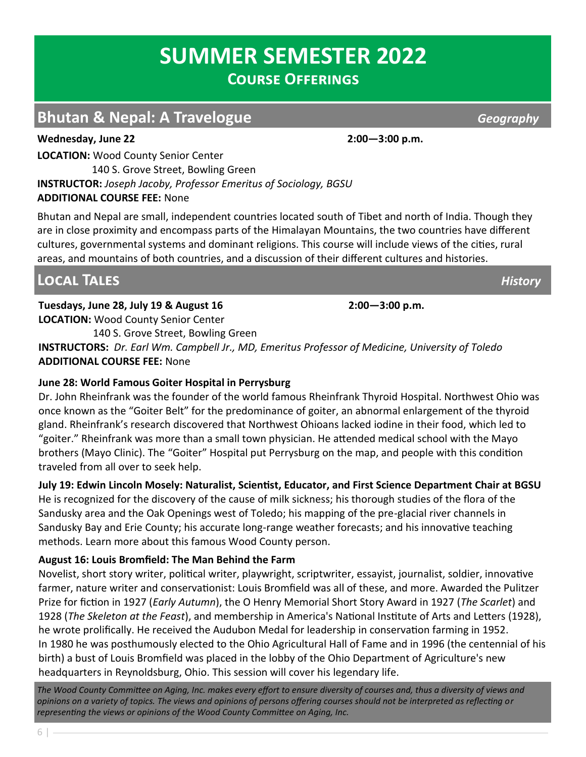# SUMMER SEMESTER 2022

## Course Offerings

## Bhutan & Nepal: A Travelogue — *Geography*

**Wednesday, June 22** **2:00—3:00 p.m.**

**LOCATION:** Wood County Senior Center
140 S. Grove Street, Bowling Green
**INSTRUCTOR:** *Joseph Jacoby, Professor Emeritus of Sociology, BGSU*
**ADDITIONAL COURSE FEE:** None

Bhutan and Nepal are small, independent countries located south of Tibet and north of India. Though they are in close proximity and encompass parts of the Himalayan Mountains, the two countries have different cultures, governmental systems and dominant religions. This course will include views of the cities, rural areas, and mountains of both countries, and a discussion of their different cultures and histories.

## Local Tales — *History*

**Tuesdays, June 28, July 19 & August 16** **2:00—3:00 p.m.**
**LOCATION:** Wood County Senior Center
140 S. Grove Street, Bowling Green
**INSTRUCTORS:** *Dr. Earl Wm. Campbell Jr., MD, Emeritus Professor of Medicine, University of Toledo*
**ADDITIONAL COURSE FEE:** None

**June 28: World Famous Goiter Hospital in Perrysburg**
Dr. John Rheinfrank was the founder of the world famous Rheinfrank Thyroid Hospital. Northwest Ohio was once known as the "Goiter Belt" for the predominance of goiter, an abnormal enlargement of the thyroid gland. Rheinfrank's research discovered that Northwest Ohioans lacked iodine in their food, which led to "goiter." Rheinfrank was more than a small town physician. He attended medical school with the Mayo brothers (Mayo Clinic). The "Goiter" Hospital put Perrysburg on the map, and people with this condition traveled from all over to seek help.

**July 19: Edwin Lincoln Mosely: Naturalist, Scientist, Educator, and First Science Department Chair at BGSU**
He is recognized for the discovery of the cause of milk sickness; his thorough studies of the flora of the Sandusky area and the Oak Openings west of Toledo; his mapping of the pre-glacial river channels in Sandusky Bay and Erie County; his accurate long-range weather forecasts; and his innovative teaching methods. Learn more about this famous Wood County person.

**August 16: Louis Bromfield: The Man Behind the Farm**
Novelist, short story writer, political writer, playwright, scriptwriter, essayist, journalist, soldier, innovative farmer, nature writer and conservationist: Louis Bromfield was all of these, and more. Awarded the Pulitzer Prize for fiction in 1927 (*Early Autumn*), the O Henry Memorial Short Story Award in 1927 (*The Scarlet*) and 1928 (*The Skeleton at the Feast*), and membership in America's National Institute of Arts and Letters (1928), he wrote prolifically. He received the Audubon Medal for leadership in conservation farming in 1952. In 1980 he was posthumously elected to the Ohio Agricultural Hall of Fame and in 1996 (the centennial of his birth) a bust of Louis Bromfield was placed in the lobby of the Ohio Department of Agriculture's new headquarters in Reynoldsburg, Ohio. This session will cover his legendary life.

*The Wood County Committee on Aging, Inc. makes every effort to ensure diversity of courses and, thus a diversity of views and opinions on a variety of topics. The views and opinions of persons offering courses should not be interpreted as reflecting or representing the views or opinions of the Wood County Committee on Aging, Inc.*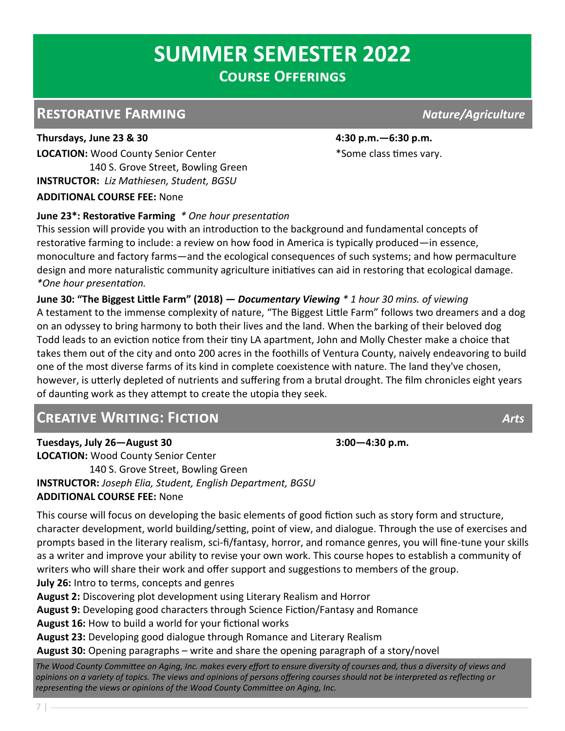# SUMMER SEMESTER 2022

## Course Offerings

## Restorative Farming *Nature/Agriculture*

**Thursdays, June 23 & 30** **4:30 p.m.—6:30 p.m.**

*Some class times vary.

**LOCATION:** Wood County Senior Center
140 S. Grove Street, Bowling Green

**INSTRUCTOR:** *Liz Mathiesen, Student, BGSU*

**ADDITIONAL COURSE FEE:** None

**June 23*: Restorative Farming** *\* One hour presentation*

This session will provide you with an introduction to the background and fundamental concepts of restorative farming to include: a review on how food in America is typically produced—in essence, monoculture and factory farms—and the ecological consequences of such systems; and how permaculture design and more naturalistic community agriculture initiatives can aid in restoring that ecological damage. *\*One hour presentation.*

**June 30: "The Biggest Little Farm" (2018) — *Documentary Viewing*** *\* 1 hour 30 mins. of viewing*

A testament to the immense complexity of nature, "The Biggest Little Farm" follows two dreamers and a dog on an odyssey to bring harmony to both their lives and the land. When the barking of their beloved dog Todd leads to an eviction notice from their tiny LA apartment, John and Molly Chester make a choice that takes them out of the city and onto 200 acres in the foothills of Ventura County, naively endeavoring to build one of the most diverse farms of its kind in complete coexistence with nature. The land they've chosen, however, is utterly depleted of nutrients and suffering from a brutal drought. The film chronicles eight years of daunting work as they attempt to create the utopia they seek.

## Creative Writing: Fiction *Arts*

**Tuesdays, July 26—August 30** **3:00—4:30 p.m.**

**LOCATION:** Wood County Senior Center
140 S. Grove Street, Bowling Green

**INSTRUCTOR:** *Joseph Elia, Student, English Department, BGSU*

**ADDITIONAL COURSE FEE:** None

This course will focus on developing the basic elements of good fiction such as story form and structure, character development, world building/setting, point of view, and dialogue. Through the use of exercises and prompts based in the literary realism, sci-fi/fantasy, horror, and romance genres, you will fine-tune your skills as a writer and improve your ability to revise your own work. This course hopes to establish a community of writers who will share their work and offer support and suggestions to members of the group.

**July 26:** Intro to terms, concepts and genres
**August 2:** Discovering plot development using Literary Realism and Horror
**August 9:** Developing good characters through Science Fiction/Fantasy and Romance
**August 16:** How to build a world for your fictional works
**August 23:** Developing good dialogue through Romance and Literary Realism
**August 30:** Opening paragraphs – write and share the opening paragraph of a story/novel

*The Wood County Committee on Aging, Inc. makes every effort to ensure diversity of courses and, thus a diversity of views and opinions on a variety of topics. The views and opinions of persons offering courses should not be interpreted as reflecting or representing the views or opinions of the Wood County Committee on Aging, Inc.*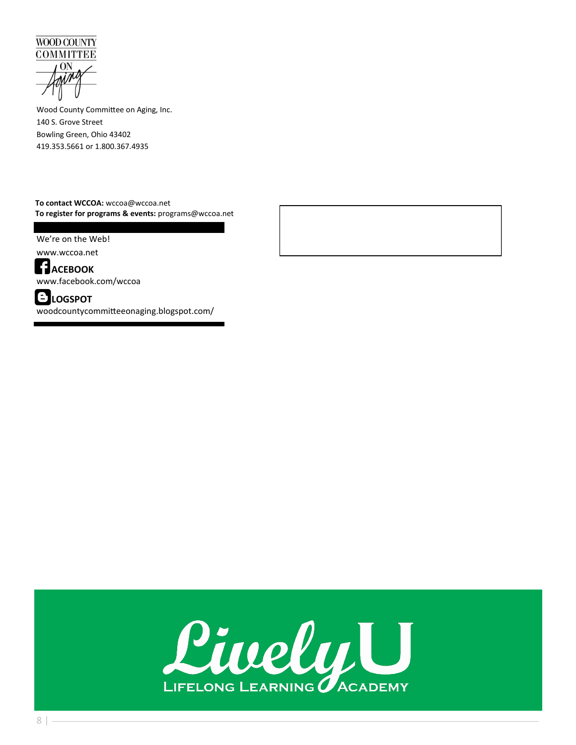WOOD COUNTY COMMITTEE ON Aging

Wood County Committee on Aging, Inc.
140 S. Grove Street
Bowling Green, Ohio 43402
419.353.5661 or 1.800.367.4935

**To contact WCCOA:** wccoa@wccoa.net
**To register for programs & events:** programs@wccoa.net

We're on the Web!
www.wccoa.net

**FACEBOOK**
www.facebook.com/wccoa

**BLOGSPOT**
woodcountycommitteeonaging.blogspot.com/

LivelyU
LIFELONG LEARNING ACADEMY